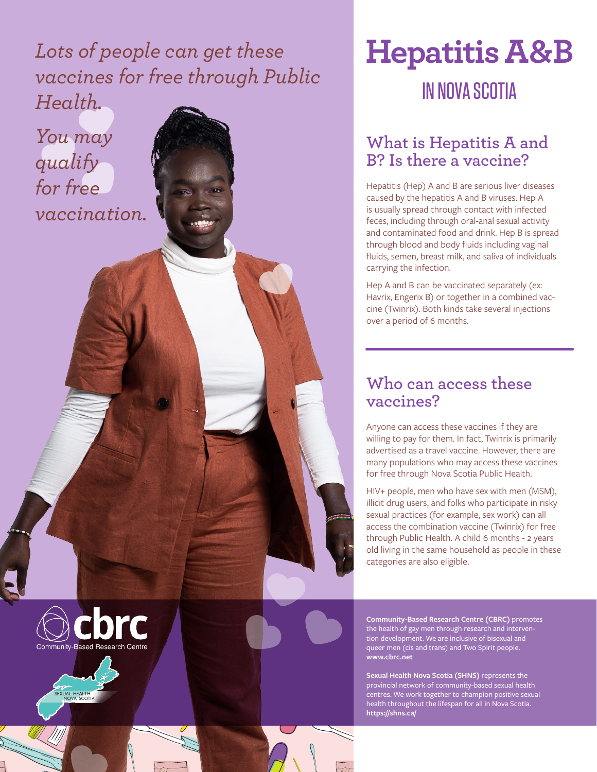# Hepatitis A&B

## IN NOVA SCOTIA

*Lots of people can get these vaccines for free through Public Health.*

*You may qualify for free vaccination.*

## What is Hepatitis A and B? Is there a vaccine?

Hepatitis (Hep) A and B are serious liver diseases caused by the hepatitis A and B viruses. Hep A is usually spread through contact with infected feces, including through oral-anal sexual activity and contaminated food and drink. Hep B is spread through blood and body fluids including vaginal fluids, semen, breast milk, and saliva of individuals carrying the infection.

Hep A and B can be vaccinated separately (ex: Havrix, Engerix B) or together in a combined vaccine (Twinrix). Both kinds take several injections over a period of 6 months.

## Who can access these vaccines?

Anyone can access these vaccines if they are willing to pay for them. In fact, Twinrix is primarily advertised as a travel vaccine. However, there are many populations who may access these vaccines for free through Nova Scotia Public Health.

HIV+ people, men who have sex with men (MSM), illicit drug users, and folks who participate in risky sexual practices (for example, sex work) can all access the combination vaccine (Twinrix) for free through Public Health. A child 6 months - 2 years old living in the same household as people in these categories are also eligible.

cbrc
Community-Based Research Centre

SEXUAL HEALTH NOVA SCOTIA

**Community-Based Research Centre (CBRC)** promotes the health of gay men through research and intervention development. We are inclusive of bisexual and queer men (cis and trans) and Two Spirit people. **www.cbrc.net**

**Sexual Health Nova Scotia (SHNS)** represents the provincial network of community-based sexual health centres. We work together to champion positive sexual health throughout the lifespan for all in Nova Scotia. **https://shns.ca/**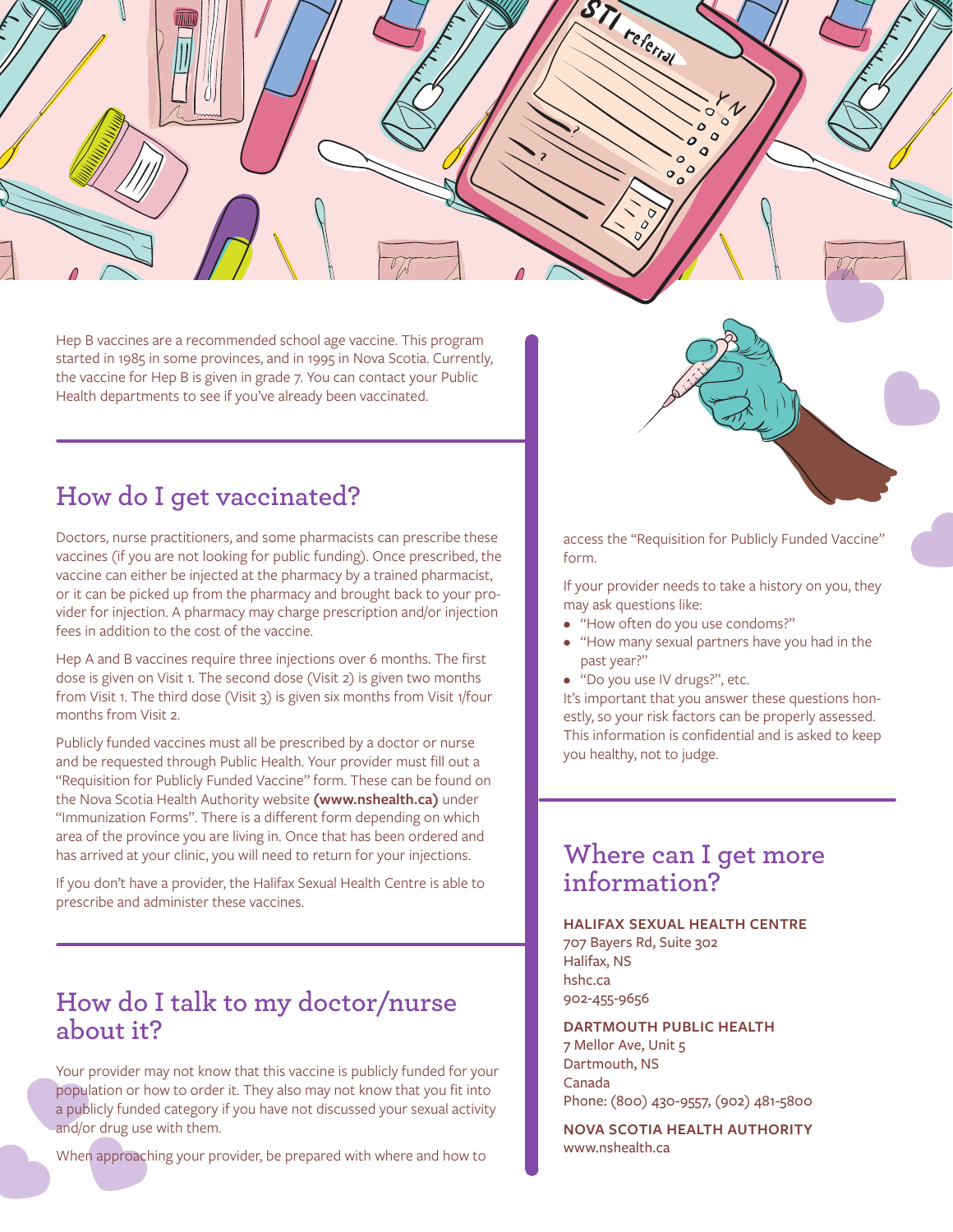Hep B vaccines are a recommended school age vaccine. This program started in 1985 in some provinces, and in 1995 in Nova Scotia. Currently, the vaccine for Hep B is given in grade 7. You can contact your Public Health departments to see if you've already been vaccinated.

## How do I get vaccinated?

Doctors, nurse practitioners, and some pharmacists can prescribe these vaccines (if you are not looking for public funding). Once prescribed, the vaccine can either be injected at the pharmacy by a trained pharmacist, or it can be picked up from the pharmacy and brought back to your provider for injection. A pharmacy may charge prescription and/or injection fees in addition to the cost of the vaccine.

Hep A and B vaccines require three injections over 6 months. The first dose is given on Visit 1. The second dose (Visit 2) is given two months from Visit 1. The third dose (Visit 3) is given six months from Visit 1/four months from Visit 2.

Publicly funded vaccines must all be prescribed by a doctor or nurse and be requested through Public Health. Your provider must fill out a "Requisition for Publicly Funded Vaccine" form. These can be found on the Nova Scotia Health Authority website **(www.nshealth.ca)** under "Immunization Forms". There is a different form depending on which area of the province you are living in. Once that has been ordered and has arrived at your clinic, you will need to return for your injections.

If you don't have a provider, the Halifax Sexual Health Centre is able to prescribe and administer these vaccines.

## How do I talk to my doctor/nurse about it?

Your provider may not know that this vaccine is publicly funded for your population or how to order it. They also may not know that you fit into a publicly funded category if you have not discussed your sexual activity and/or drug use with them.

When approaching your provider, be prepared with where and how to access the "Requisition for Publicly Funded Vaccine" form.

If your provider needs to take a history on you, they may ask questions like:

- "How often do you use condoms?"
- "How many sexual partners have you had in the past year?"
- "Do you use IV drugs?", etc.

It's important that you answer these questions honestly, so your risk factors can be properly assessed. This information is confidential and is asked to keep you healthy, not to judge.

## Where can I get more information?

**HALIFAX SEXUAL HEALTH CENTRE**
707 Bayers Rd, Suite 302
Halifax, NS
hshc.ca
902-455-9656

**DARTMOUTH PUBLIC HEALTH**
7 Mellor Ave, Unit 5
Dartmouth, NS
Canada
Phone: (800) 430-9557, (902) 481-5800

**NOVA SCOTIA HEALTH AUTHORITY**
www.nshealth.ca